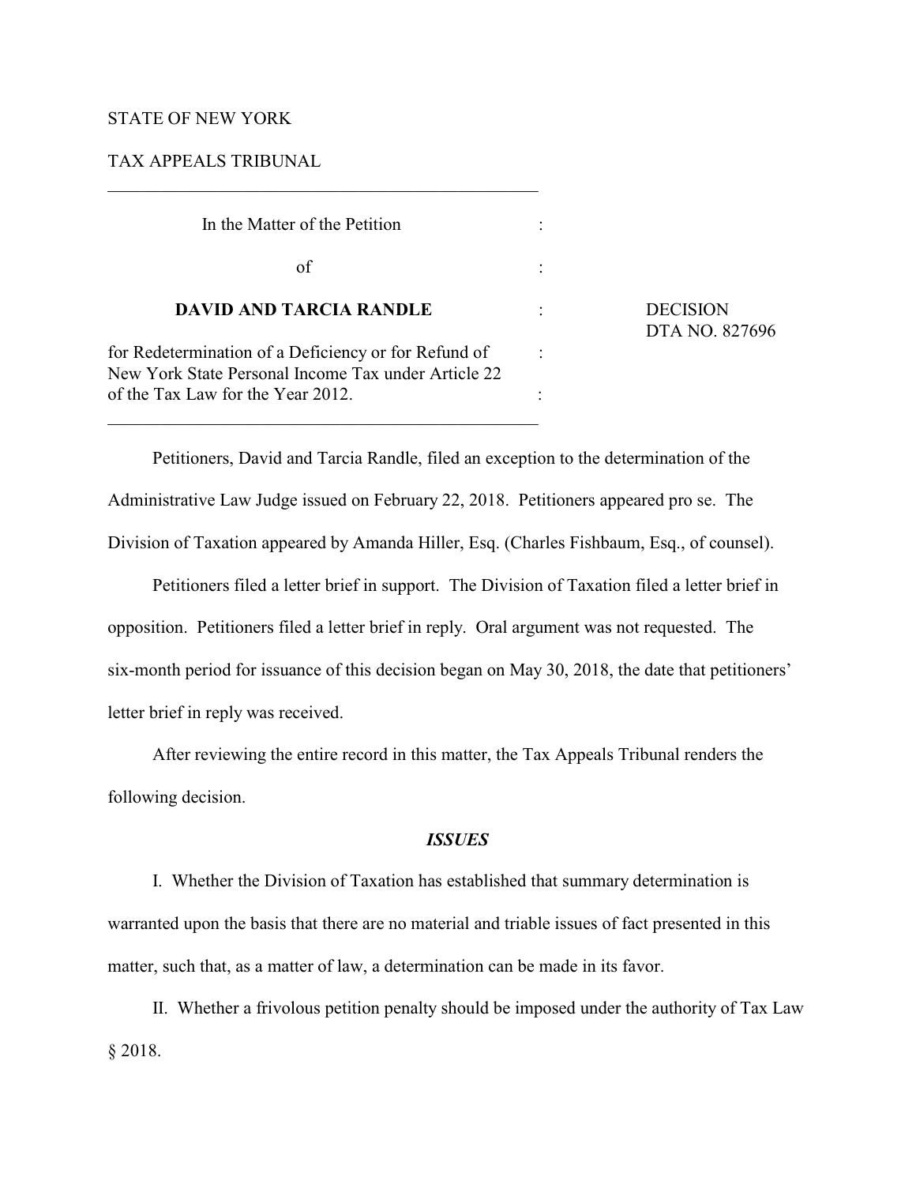STATE OF NEW YORK

TAX APPEALS TRIBUNAL

---

| | | |
|---|---|---|
| In the Matter of the Petition | : | |
| of | : | |
| **DAVID AND TARCIA RANDLE** | : | DECISION<br>DTA NO. 827696 |
| for Redetermination of a Deficiency or for Refund of New York State Personal Income Tax under Article 22 of the Tax Law for the Year 2012. | : | |

---

Petitioners, David and Tarcia Randle, filed an exception to the determination of the Administrative Law Judge issued on February 22, 2018. Petitioners appeared pro se. The Division of Taxation appeared by Amanda Hiller, Esq. (Charles Fishbaum, Esq., of counsel).

Petitioners filed a letter brief in support. The Division of Taxation filed a letter brief in opposition. Petitioners filed a letter brief in reply. Oral argument was not requested. The six-month period for issuance of this decision began on May 30, 2018, the date that petitioners' letter brief in reply was received.

After reviewing the entire record in this matter, the Tax Appeals Tribunal renders the following decision.

### *ISSUES*

I. Whether the Division of Taxation has established that summary determination is warranted upon the basis that there are no material and triable issues of fact presented in this matter, such that, as a matter of law, a determination can be made in its favor.

II. Whether a frivolous petition penalty should be imposed under the authority of Tax Law § 2018.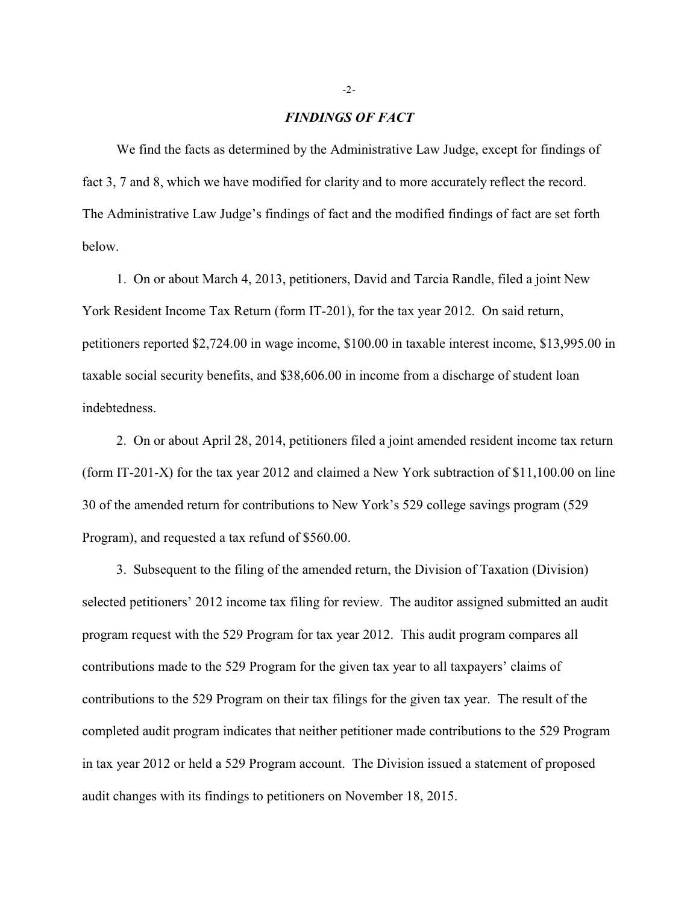## *FINDINGS OF FACT*

We find the facts as determined by the Administrative Law Judge, except for findings of fact 3, 7 and 8, which we have modified for clarity and to more accurately reflect the record. The Administrative Law Judge's findings of fact and the modified findings of fact are set forth below.

1. On or about March 4, 2013, petitioners, David and Tarcia Randle, filed a joint New York Resident Income Tax Return (form IT-201), for the tax year 2012. On said return, petitioners reported $2,724.00 in wage income, $100.00 in taxable interest income, $13,995.00 in taxable social security benefits, and $38,606.00 in income from a discharge of student loan indebtedness.

2. On or about April 28, 2014, petitioners filed a joint amended resident income tax return (form IT-201-X) for the tax year 2012 and claimed a New York subtraction of $11,100.00 on line 30 of the amended return for contributions to New York's 529 college savings program (529 Program), and requested a tax refund of $560.00.

3. Subsequent to the filing of the amended return, the Division of Taxation (Division) selected petitioners' 2012 income tax filing for review. The auditor assigned submitted an audit program request with the 529 Program for tax year 2012. This audit program compares all contributions made to the 529 Program for the given tax year to all taxpayers' claims of contributions to the 529 Program on their tax filings for the given tax year. The result of the completed audit program indicates that neither petitioner made contributions to the 529 Program in tax year 2012 or held a 529 Program account. The Division issued a statement of proposed audit changes with its findings to petitioners on November 18, 2015.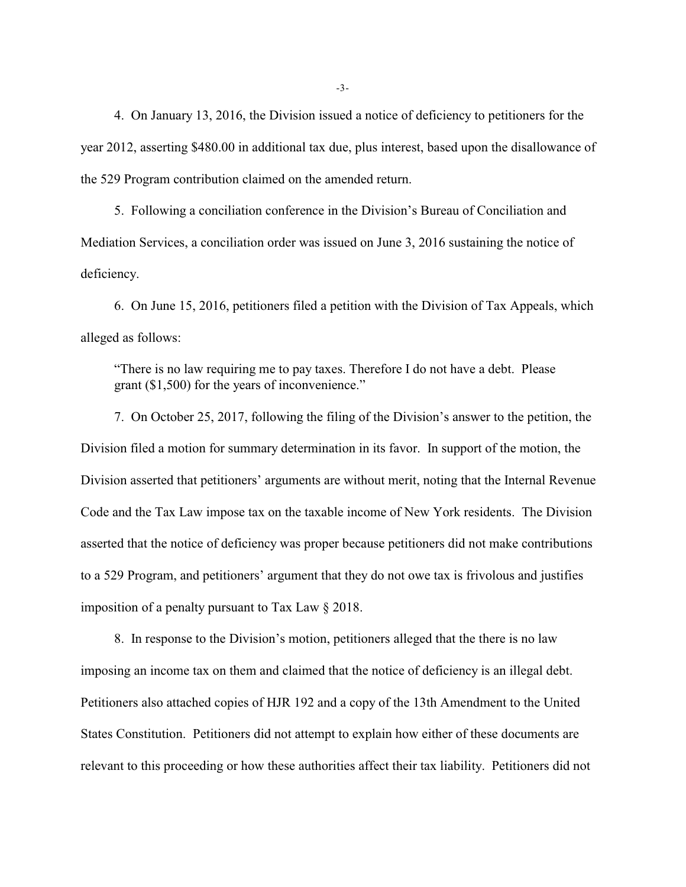4. On January 13, 2016, the Division issued a notice of deficiency to petitioners for the year 2012, asserting $480.00 in additional tax due, plus interest, based upon the disallowance of the 529 Program contribution claimed on the amended return.

5. Following a conciliation conference in the Division's Bureau of Conciliation and Mediation Services, a conciliation order was issued on June 3, 2016 sustaining the notice of deficiency.

6. On June 15, 2016, petitioners filed a petition with the Division of Tax Appeals, which alleged as follows:

> "There is no law requiring me to pay taxes. Therefore I do not have a debt. Please grant ($1,500) for the years of inconvenience."

7. On October 25, 2017, following the filing of the Division's answer to the petition, the Division filed a motion for summary determination in its favor. In support of the motion, the Division asserted that petitioners' arguments are without merit, noting that the Internal Revenue Code and the Tax Law impose tax on the taxable income of New York residents. The Division asserted that the notice of deficiency was proper because petitioners did not make contributions to a 529 Program, and petitioners' argument that they do not owe tax is frivolous and justifies imposition of a penalty pursuant to Tax Law § 2018.

8. In response to the Division's motion, petitioners alleged that the there is no law imposing an income tax on them and claimed that the notice of deficiency is an illegal debt. Petitioners also attached copies of HJR 192 and a copy of the 13th Amendment to the United States Constitution. Petitioners did not attempt to explain how either of these documents are relevant to this proceeding or how these authorities affect their tax liability. Petitioners did not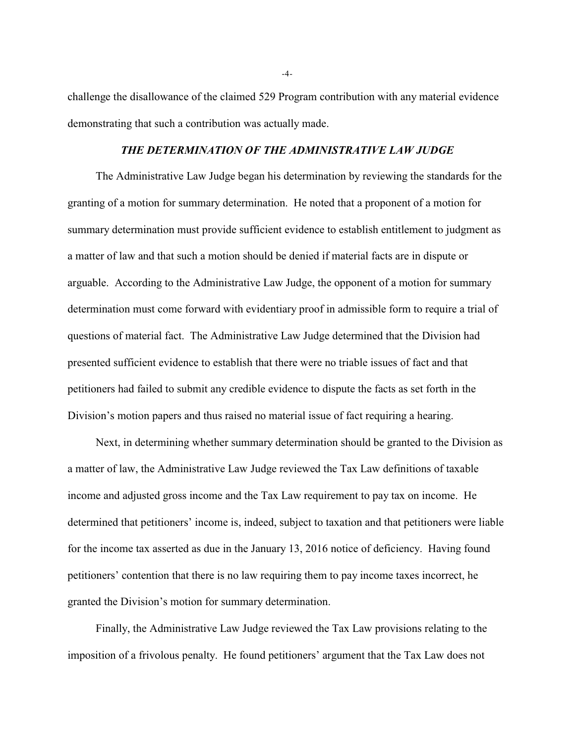challenge the disallowance of the claimed 529 Program contribution with any material evidence demonstrating that such a contribution was actually made.

### ***THE DETERMINATION OF THE ADMINISTRATIVE LAW JUDGE***

The Administrative Law Judge began his determination by reviewing the standards for the granting of a motion for summary determination. He noted that a proponent of a motion for summary determination must provide sufficient evidence to establish entitlement to judgment as a matter of law and that such a motion should be denied if material facts are in dispute or arguable. According to the Administrative Law Judge, the opponent of a motion for summary determination must come forward with evidentiary proof in admissible form to require a trial of questions of material fact. The Administrative Law Judge determined that the Division had presented sufficient evidence to establish that there were no triable issues of fact and that petitioners had failed to submit any credible evidence to dispute the facts as set forth in the Division's motion papers and thus raised no material issue of fact requiring a hearing.

Next, in determining whether summary determination should be granted to the Division as a matter of law, the Administrative Law Judge reviewed the Tax Law definitions of taxable income and adjusted gross income and the Tax Law requirement to pay tax on income. He determined that petitioners' income is, indeed, subject to taxation and that petitioners were liable for the income tax asserted as due in the January 13, 2016 notice of deficiency. Having found petitioners' contention that there is no law requiring them to pay income taxes incorrect, he granted the Division's motion for summary determination.

Finally, the Administrative Law Judge reviewed the Tax Law provisions relating to the imposition of a frivolous penalty. He found petitioners' argument that the Tax Law does not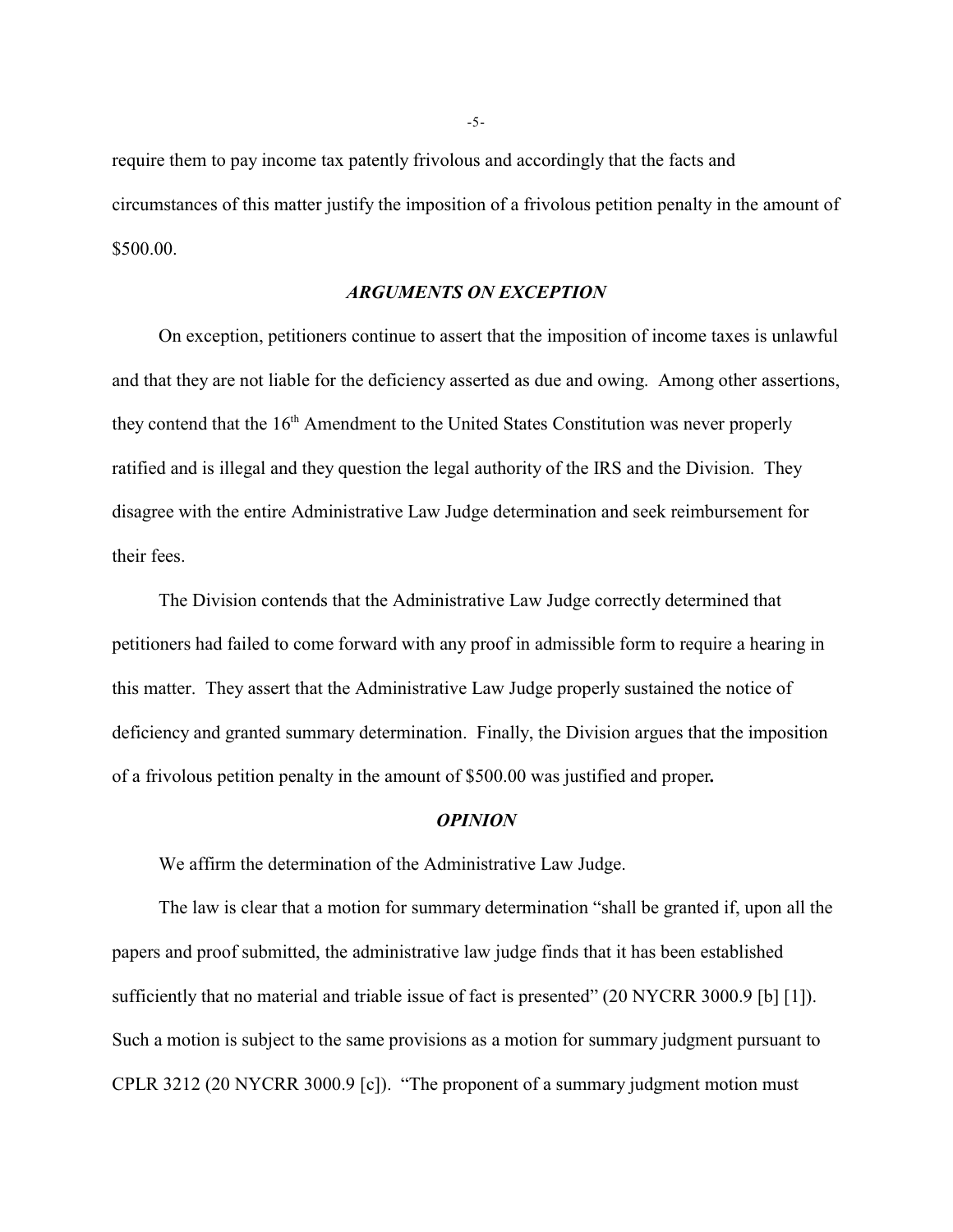require them to pay income tax patently frivolous and accordingly that the facts and circumstances of this matter justify the imposition of a frivolous petition penalty in the amount of $500.00.

### ***ARGUMENTS ON EXCEPTION***

On exception, petitioners continue to assert that the imposition of income taxes is unlawful and that they are not liable for the deficiency asserted as due and owing. Among other assertions, they contend that the 16th Amendment to the United States Constitution was never properly ratified and is illegal and they question the legal authority of the IRS and the Division. They disagree with the entire Administrative Law Judge determination and seek reimbursement for their fees.

The Division contends that the Administrative Law Judge correctly determined that petitioners had failed to come forward with any proof in admissible form to require a hearing in this matter. They assert that the Administrative Law Judge properly sustained the notice of deficiency and granted summary determination. Finally, the Division argues that the imposition of a frivolous petition penalty in the amount of $500.00 was justified and proper**.**

### ***OPINION***

We affirm the determination of the Administrative Law Judge.

The law is clear that a motion for summary determination "shall be granted if, upon all the papers and proof submitted, the administrative law judge finds that it has been established sufficiently that no material and triable issue of fact is presented" (20 NYCRR 3000.9 [b] [1]). Such a motion is subject to the same provisions as a motion for summary judgment pursuant to CPLR 3212 (20 NYCRR 3000.9 [c]). "The proponent of a summary judgment motion must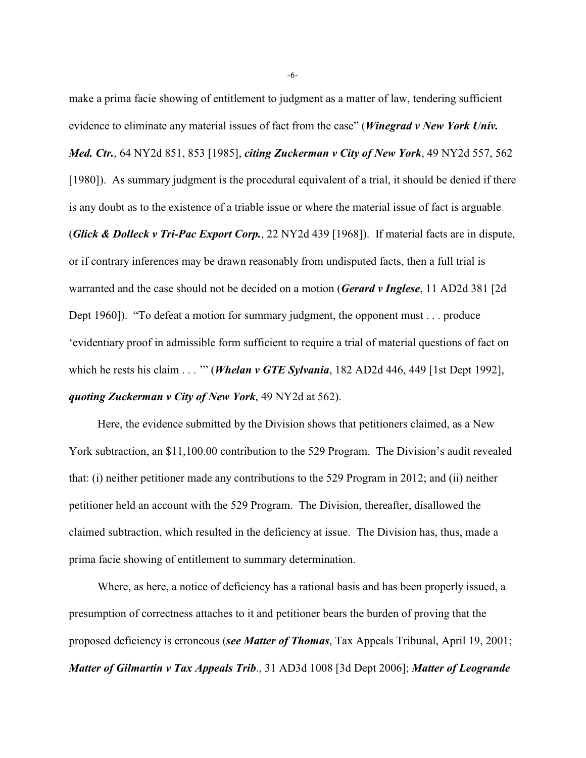make a prima facie showing of entitlement to judgment as a matter of law, tendering sufficient evidence to eliminate any material issues of fact from the case" (***Winegrad v New York Univ. Med. Ctr.***, 64 NY2d 851, 853 [1985], ***citing Zuckerman v City of New York***, 49 NY2d 557, 562 [1980]). As summary judgment is the procedural equivalent of a trial, it should be denied if there is any doubt as to the existence of a triable issue or where the material issue of fact is arguable (***Glick & Dolleck v Tri-Pac Export Corp.***, 22 NY2d 439 [1968]). If material facts are in dispute, or if contrary inferences may be drawn reasonably from undisputed facts, then a full trial is warranted and the case should not be decided on a motion (***Gerard v Inglese***, 11 AD2d 381 [2d Dept 1960]). "To defeat a motion for summary judgment, the opponent must . . . produce 'evidentiary proof in admissible form sufficient to require a trial of material questions of fact on which he rests his claim . . . '" (***Whelan v GTE Sylvania***, 182 AD2d 446, 449 [1st Dept 1992], ***quoting Zuckerman v City of New York***, 49 NY2d at 562).

Here, the evidence submitted by the Division shows that petitioners claimed, as a New York subtraction, an $11,100.00 contribution to the 529 Program. The Division's audit revealed that: (i) neither petitioner made any contributions to the 529 Program in 2012; and (ii) neither petitioner held an account with the 529 Program. The Division, thereafter, disallowed the claimed subtraction, which resulted in the deficiency at issue. The Division has, thus, made a prima facie showing of entitlement to summary determination.

Where, as here, a notice of deficiency has a rational basis and has been properly issued, a presumption of correctness attaches to it and petitioner bears the burden of proving that the proposed deficiency is erroneous (***see Matter of Thomas***, Tax Appeals Tribunal, April 19, 2001; ***Matter of Gilmartin v Tax Appeals Trib***., 31 AD3d 1008 [3d Dept 2006]; ***Matter of Leogrande***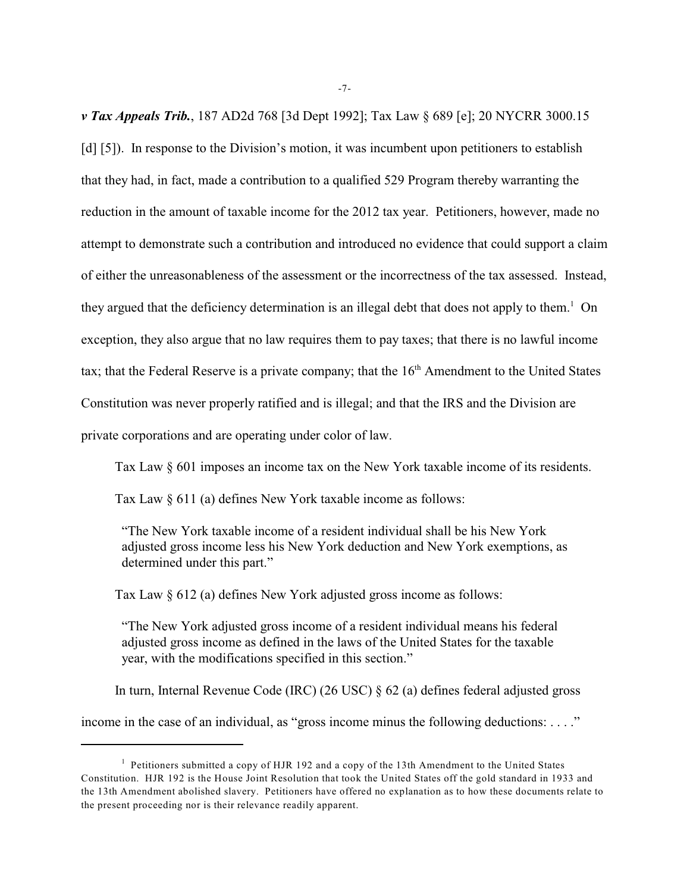***v Tax Appeals Trib.***, 187 AD2d 768 [3d Dept 1992]; Tax Law § 689 [e]; 20 NYCRR 3000.15 [d] [5]). In response to the Division's motion, it was incumbent upon petitioners to establish that they had, in fact, made a contribution to a qualified 529 Program thereby warranting the reduction in the amount of taxable income for the 2012 tax year. Petitioners, however, made no attempt to demonstrate such a contribution and introduced no evidence that could support a claim of either the unreasonableness of the assessment or the incorrectness of the tax assessed. Instead, they argued that the deficiency determination is an illegal debt that does not apply to them.[1] On exception, they also argue that no law requires them to pay taxes; that there is no lawful income tax; that the Federal Reserve is a private company; that the 16th Amendment to the United States Constitution was never properly ratified and is illegal; and that the IRS and the Division are private corporations and are operating under color of law.

Tax Law § 601 imposes an income tax on the New York taxable income of its residents.

Tax Law § 611 (a) defines New York taxable income as follows:

> "The New York taxable income of a resident individual shall be his New York adjusted gross income less his New York deduction and New York exemptions, as determined under this part."

Tax Law § 612 (a) defines New York adjusted gross income as follows:

> "The New York adjusted gross income of a resident individual means his federal adjusted gross income as defined in the laws of the United States for the taxable year, with the modifications specified in this section."

In turn, Internal Revenue Code (IRC) (26 USC) § 62 (a) defines federal adjusted gross income in the case of an individual, as "gross income minus the following deductions: . . . ."

---

[1] Petitioners submitted a copy of HJR 192 and a copy of the 13th Amendment to the United States Constitution. HJR 192 is the House Joint Resolution that took the United States off the gold standard in 1933 and the 13th Amendment abolished slavery. Petitioners have offered no explanation as to how these documents relate to the present proceeding nor is their relevance readily apparent.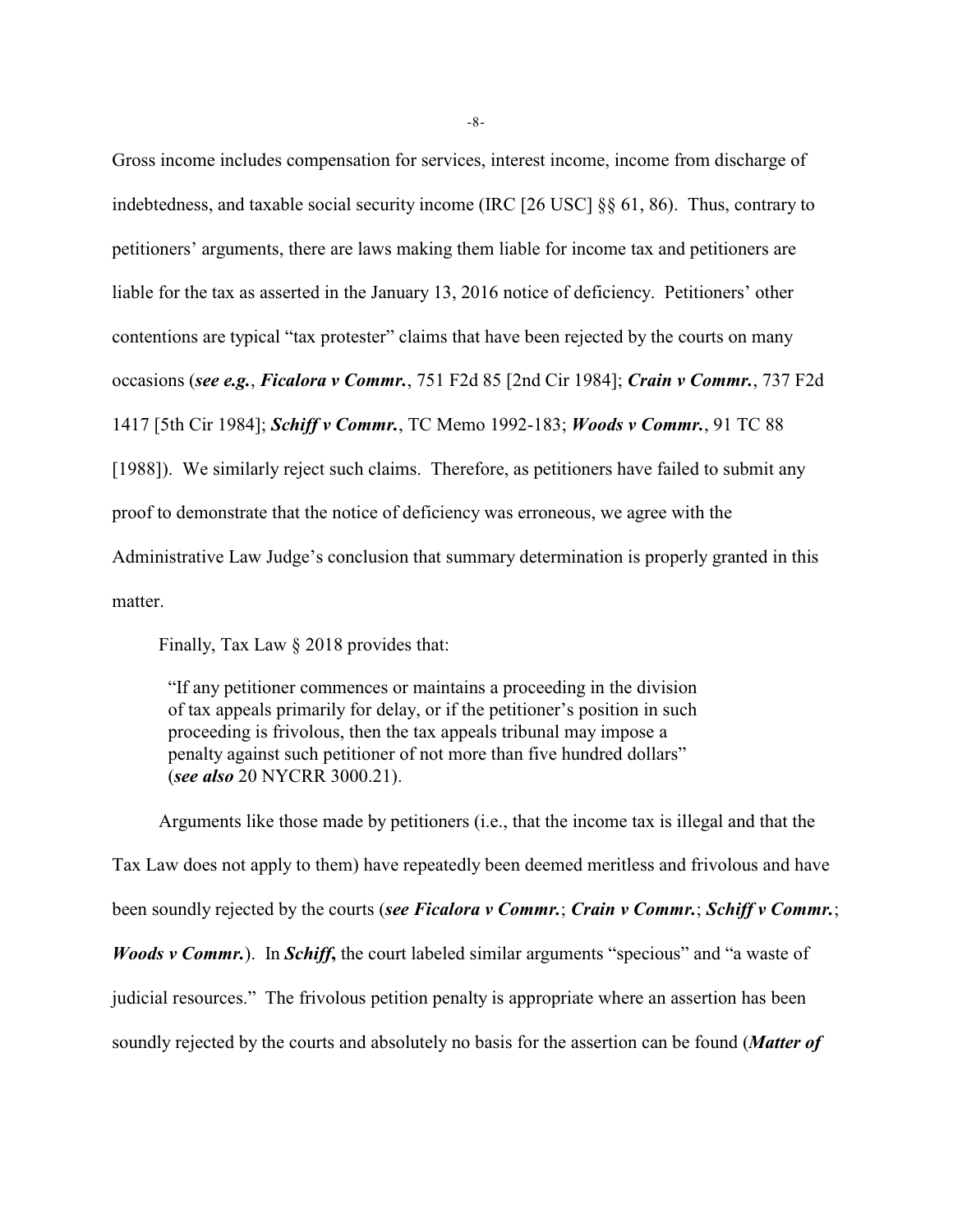Gross income includes compensation for services, interest income, income from discharge of indebtedness, and taxable social security income (IRC [26 USC] §§ 61, 86). Thus, contrary to petitioners' arguments, there are laws making them liable for income tax and petitioners are liable for the tax as asserted in the January 13, 2016 notice of deficiency. Petitioners' other contentions are typical "tax protester" claims that have been rejected by the courts on many occasions (***see e.g.***, ***Ficalora v Commr.***, 751 F2d 85 [2nd Cir 1984]; ***Crain v Commr.***, 737 F2d 1417 [5th Cir 1984]; ***Schiff v Commr.***, TC Memo 1992-183; ***Woods v Commr.***, 91 TC 88 [1988]). We similarly reject such claims. Therefore, as petitioners have failed to submit any proof to demonstrate that the notice of deficiency was erroneous, we agree with the Administrative Law Judge's conclusion that summary determination is properly granted in this matter.

Finally, Tax Law § 2018 provides that:

> "If any petitioner commences or maintains a proceeding in the division of tax appeals primarily for delay, or if the petitioner's position in such proceeding is frivolous, then the tax appeals tribunal may impose a penalty against such petitioner of not more than five hundred dollars" (***see also*** 20 NYCRR 3000.21).

Arguments like those made by petitioners (i.e., that the income tax is illegal and that the Tax Law does not apply to them) have repeatedly been deemed meritless and frivolous and have been soundly rejected by the courts (***see Ficalora v Commr.***; ***Crain v Commr.***; ***Schiff v Commr.***; ***Woods v Commr.***). In ***Schiff*,** the court labeled similar arguments "specious" and "a waste of judicial resources." The frivolous petition penalty is appropriate where an assertion has been soundly rejected by the courts and absolutely no basis for the assertion can be found (***Matter of***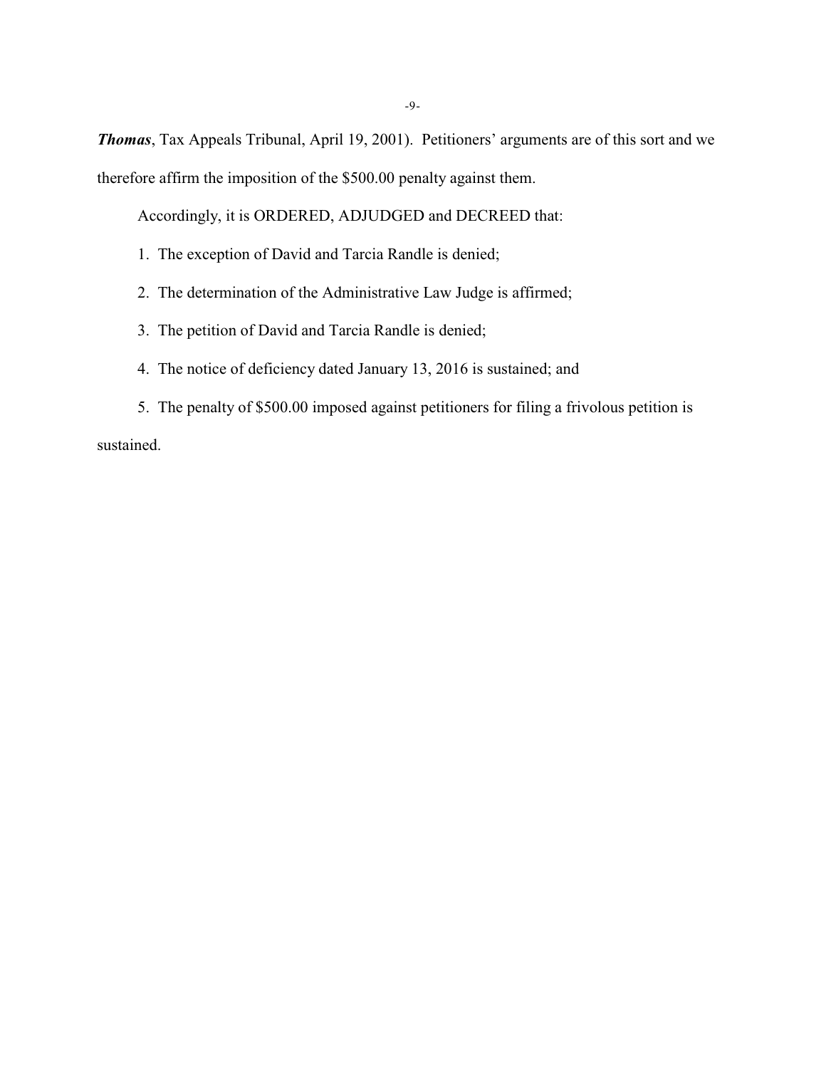***Thomas***, Tax Appeals Tribunal, April 19, 2001). Petitioners' arguments are of this sort and we therefore affirm the imposition of the $500.00 penalty against them.

Accordingly, it is ORDERED, ADJUDGED and DECREED that:

1. The exception of David and Tarcia Randle is denied;

2. The determination of the Administrative Law Judge is affirmed;

3. The petition of David and Tarcia Randle is denied;

4. The notice of deficiency dated January 13, 2016 is sustained; and

5. The penalty of $500.00 imposed against petitioners for filing a frivolous petition is sustained.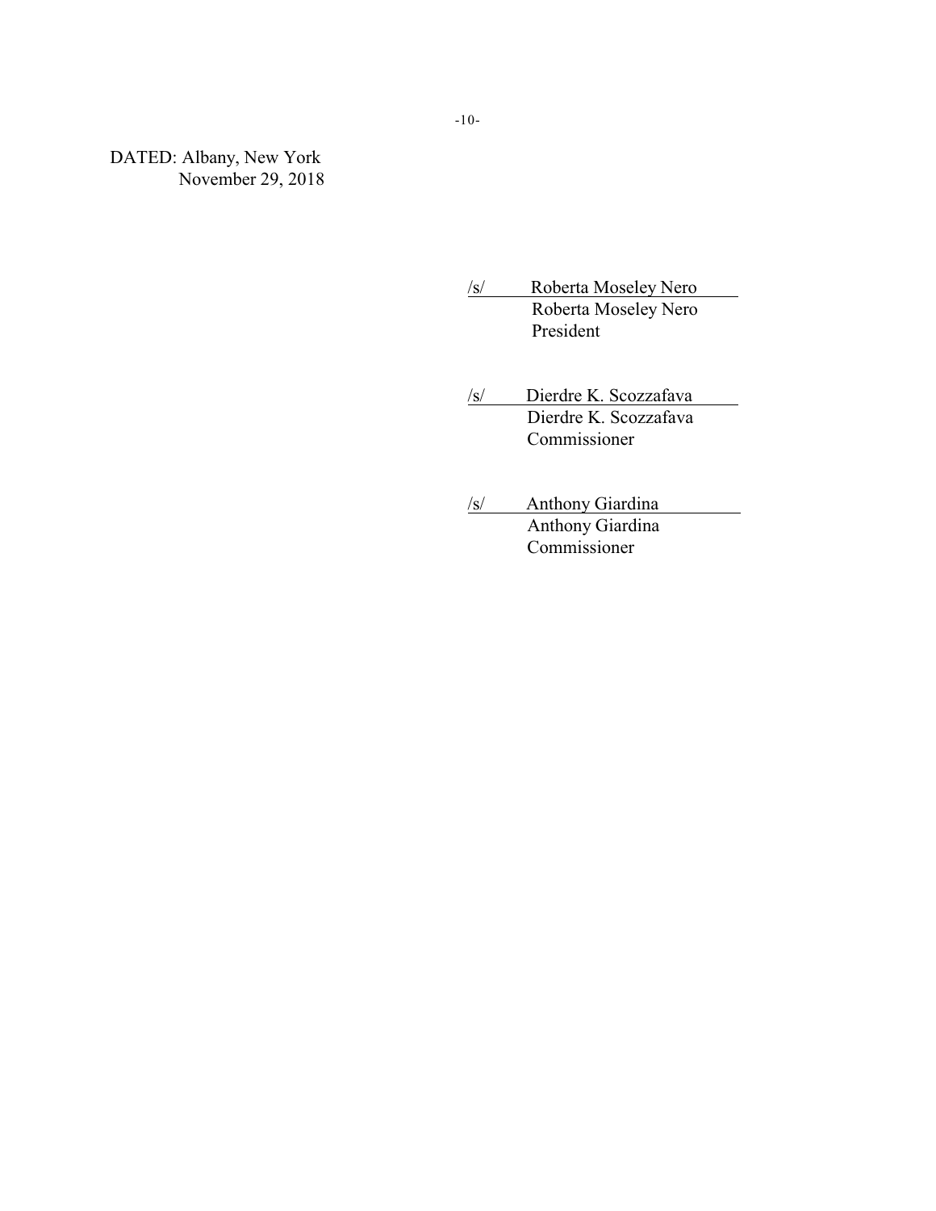DATED: Albany, New York
November 29, 2018

/s/ Roberta Moseley Nero
Roberta Moseley Nero
President

/s/ Dierdre K. Scozzafava
Dierdre K. Scozzafava
Commissioner

/s/ Anthony Giardina
Anthony Giardina
Commissioner